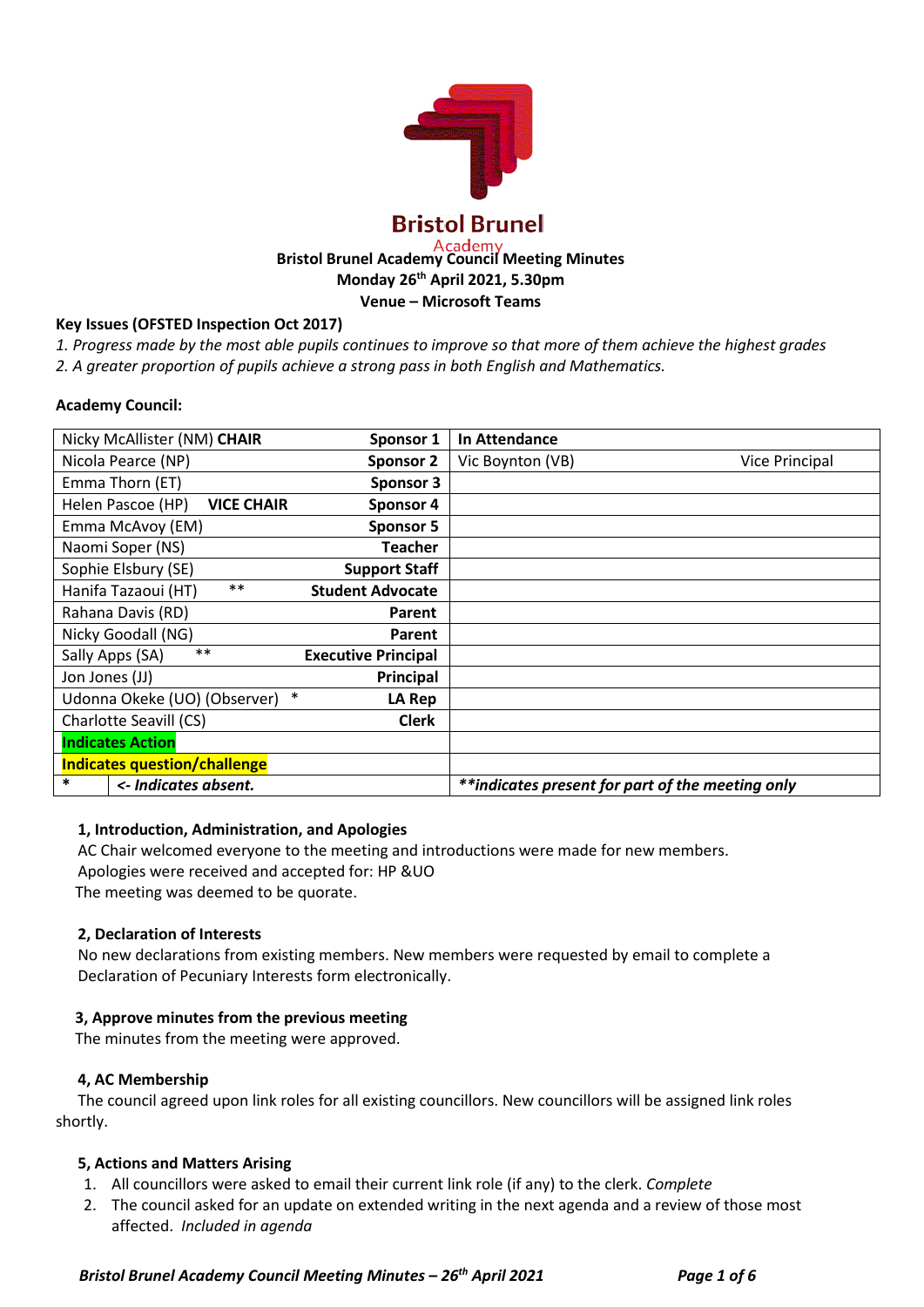Bristol Brunel

Academy

**Bristol Brunel Academy Council Meeting Minutes**

**Monday 26th April 2021, 5.30pm**

**Venue – Microsoft Teams**

**Key Issues (OFSTED Inspection Oct 2017)**

*1. Progress made by the most able pupils continues to improve so that more of them achieve the highest grades*

*2. A greater proportion of pupils achieve a strong pass in both English and Mathematics.*

**Academy Council:**

| | | | **In Attendance** | |
|---|---|---|---|---|
| Nicky McAllister (NM) **CHAIR** | | **Sponsor 1** | Vic Boynton (VB) | Vice Principal |
| Nicola Pearce (NP) | | **Sponsor 2** | | |
| Emma Thorn (ET) | | **Sponsor 3** | | |
| Helen Pascoe (HP) **VICE CHAIR** | | **Sponsor 4** | | |
| Emma McAvoy (EM) | | **Sponsor 5** | | |
| Naomi Soper (NS) | | **Teacher** | | |
| Sophie Elsbury (SE) | | **Support Staff** | | |
| Hanifa Tazaoui (HT) | ** | **Student Advocate** | | |
| Rahana Davis (RD) | | **Parent** | | |
| Nicky Goodall (NG) | | **Parent** | | |
| Sally Apps (SA) | ** | **Executive Principal** | | |
| Jon Jones (JJ) | | **Principal** | | |
| Udonna Okeke (UO) (Observer) | * | **LA Rep** | | |
| Charlotte Seavill (CS) | | **Clerk** | | |
| **Indicates Action** | | | | |
| **Indicates question/challenge** | | | | |
| * | ***<- Indicates absent.*** | | ***\*\*indicates present for part of the meeting only*** | |

**1, Introduction, Administration, and Apologies**

AC Chair welcomed everyone to the meeting and introductions were made for new members.

Apologies were received and accepted for: HP &UO

The meeting was deemed to be quorate.

**2, Declaration of Interests**

No new declarations from existing members. New members were requested by email to complete a Declaration of Pecuniary Interests form electronically.

**3, Approve minutes from the previous meeting**

The minutes from the meeting were approved.

**4, AC Membership**

The council agreed upon link roles for all existing councillors. New councillors will be assigned link roles shortly.

**5, Actions and Matters Arising**

1. All councillors were asked to email their current link role (if any) to the clerk. *Complete*
2. The council asked for an update on extended writing in the next agenda and a review of those most affected. *Included in agenda*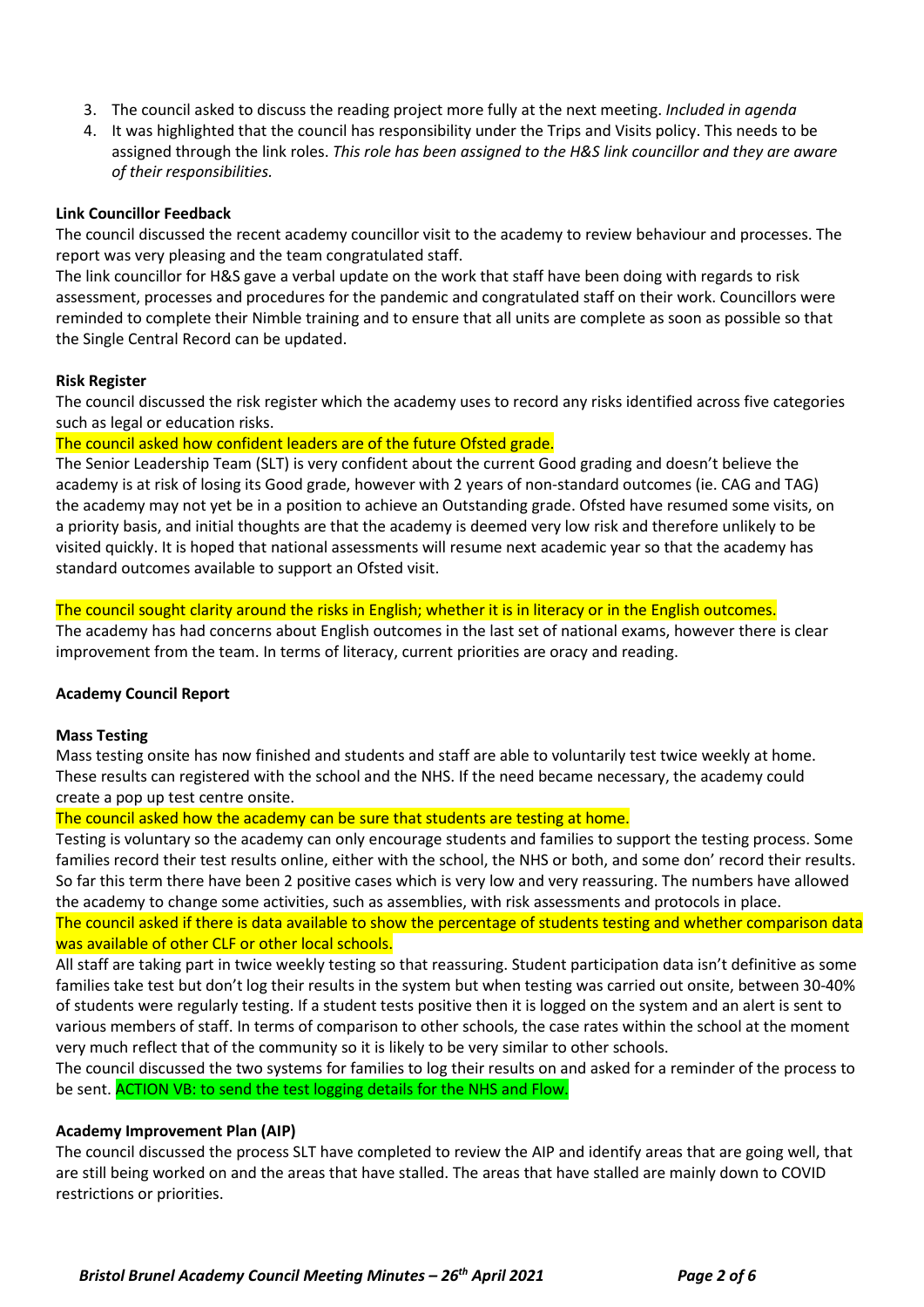3. The council asked to discuss the reading project more fully at the next meeting. *Included in agenda*
4. It was highlighted that the council has responsibility under the Trips and Visits policy. This needs to be assigned through the link roles. *This role has been assigned to the H&S link councillor and they are aware of their responsibilities.*

**Link Councillor Feedback**

The council discussed the recent academy councillor visit to the academy to review behaviour and processes. The report was very pleasing and the team congratulated staff.

The link councillor for H&S gave a verbal update on the work that staff have been doing with regards to risk assessment, processes and procedures for the pandemic and congratulated staff on their work. Councillors were reminded to complete their Nimble training and to ensure that all units are complete as soon as possible so that the Single Central Record can be updated.

**Risk Register**

The council discussed the risk register which the academy uses to record any risks identified across five categories such as legal or education risks.

The council asked how confident leaders are of the future Ofsted grade.

The Senior Leadership Team (SLT) is very confident about the current Good grading and doesn't believe the academy is at risk of losing its Good grade, however with 2 years of non-standard outcomes (ie. CAG and TAG) the academy may not yet be in a position to achieve an Outstanding grade. Ofsted have resumed some visits, on a priority basis, and initial thoughts are that the academy is deemed very low risk and therefore unlikely to be visited quickly. It is hoped that national assessments will resume next academic year so that the academy has standard outcomes available to support an Ofsted visit.

The council sought clarity around the risks in English; whether it is in literacy or in the English outcomes.

The academy has had concerns about English outcomes in the last set of national exams, however there is clear improvement from the team. In terms of literacy, current priorities are oracy and reading.

**Academy Council Report**

**Mass Testing**

Mass testing onsite has now finished and students and staff are able to voluntarily test twice weekly at home. These results can registered with the school and the NHS. If the need became necessary, the academy could create a pop up test centre onsite.

The council asked how the academy can be sure that students are testing at home.

Testing is voluntary so the academy can only encourage students and families to support the testing process. Some families record their test results online, either with the school, the NHS or both, and some don' record their results. So far this term there have been 2 positive cases which is very low and very reassuring. The numbers have allowed the academy to change some activities, such as assemblies, with risk assessments and protocols in place.

The council asked if there is data available to show the percentage of students testing and whether comparison data was available of other CLF or other local schools.

All staff are taking part in twice weekly testing so that reassuring. Student participation data isn't definitive as some families take test but don't log their results in the system but when testing was carried out onsite, between 30-40% of students were regularly testing. If a student tests positive then it is logged on the system and an alert is sent to various members of staff. In terms of comparison to other schools, the case rates within the school at the moment very much reflect that of the community so it is likely to be very similar to other schools.

The council discussed the two systems for families to log their results on and asked for a reminder of the process to be sent. ACTION VB: to send the test logging details for the NHS and Flow.

**Academy Improvement Plan (AIP)**

The council discussed the process SLT have completed to review the AIP and identify areas that are going well, that are still being worked on and the areas that have stalled. The areas that have stalled are mainly down to COVID restrictions or priorities.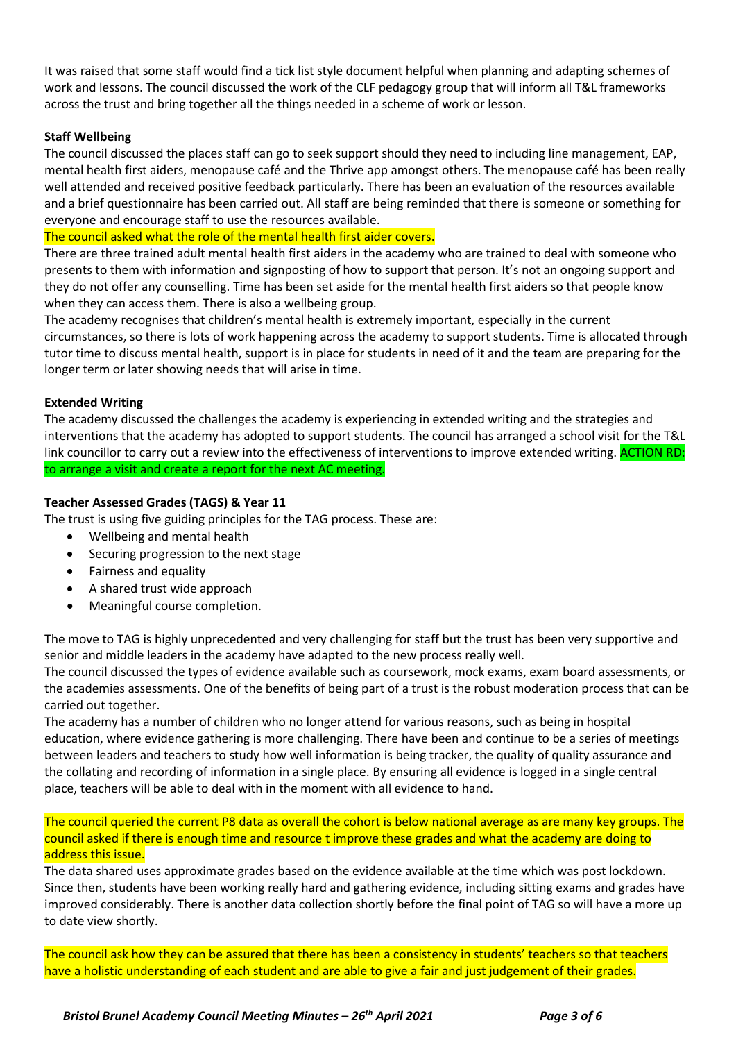It was raised that some staff would find a tick list style document helpful when planning and adapting schemes of work and lessons. The council discussed the work of the CLF pedagogy group that will inform all T&L frameworks across the trust and bring together all the things needed in a scheme of work or lesson.

**Staff Wellbeing**

The council discussed the places staff can go to seek support should they need to including line management, EAP, mental health first aiders, menopause café and the Thrive app amongst others. The menopause café has been really well attended and received positive feedback particularly. There has been an evaluation of the resources available and a brief questionnaire has been carried out. All staff are being reminded that there is someone or something for everyone and encourage staff to use the resources available.

The council asked what the role of the mental health first aider covers.

There are three trained adult mental health first aiders in the academy who are trained to deal with someone who presents to them with information and signposting of how to support that person. It's not an ongoing support and they do not offer any counselling. Time has been set aside for the mental health first aiders so that people know when they can access them. There is also a wellbeing group.

The academy recognises that children's mental health is extremely important, especially in the current circumstances, so there is lots of work happening across the academy to support students. Time is allocated through tutor time to discuss mental health, support is in place for students in need of it and the team are preparing for the longer term or later showing needs that will arise in time.

**Extended Writing**

The academy discussed the challenges the academy is experiencing in extended writing and the strategies and interventions that the academy has adopted to support students. The council has arranged a school visit for the T&L link councillor to carry out a review into the effectiveness of interventions to improve extended writing. ACTION RD: to arrange a visit and create a report for the next AC meeting.

**Teacher Assessed Grades (TAGS) & Year 11**

The trust is using five guiding principles for the TAG process. These are:

- Wellbeing and mental health
- Securing progression to the next stage
- Fairness and equality
- A shared trust wide approach
- Meaningful course completion.

The move to TAG is highly unprecedented and very challenging for staff but the trust has been very supportive and senior and middle leaders in the academy have adapted to the new process really well.

The council discussed the types of evidence available such as coursework, mock exams, exam board assessments, or the academies assessments. One of the benefits of being part of a trust is the robust moderation process that can be carried out together.

The academy has a number of children who no longer attend for various reasons, such as being in hospital education, where evidence gathering is more challenging. There have been and continue to be a series of meetings between leaders and teachers to study how well information is being tracker, the quality of quality assurance and the collating and recording of information in a single place. By ensuring all evidence is logged in a single central place, teachers will be able to deal with in the moment with all evidence to hand.

The council queried the current P8 data as overall the cohort is below national average as are many key groups. The council asked if there is enough time and resource t improve these grades and what the academy are doing to address this issue.

The data shared uses approximate grades based on the evidence available at the time which was post lockdown. Since then, students have been working really hard and gathering evidence, including sitting exams and grades have improved considerably. There is another data collection shortly before the final point of TAG so will have a more up to date view shortly.

The council ask how they can be assured that there has been a consistency in students' teachers so that teachers have a holistic understanding of each student and are able to give a fair and just judgement of their grades.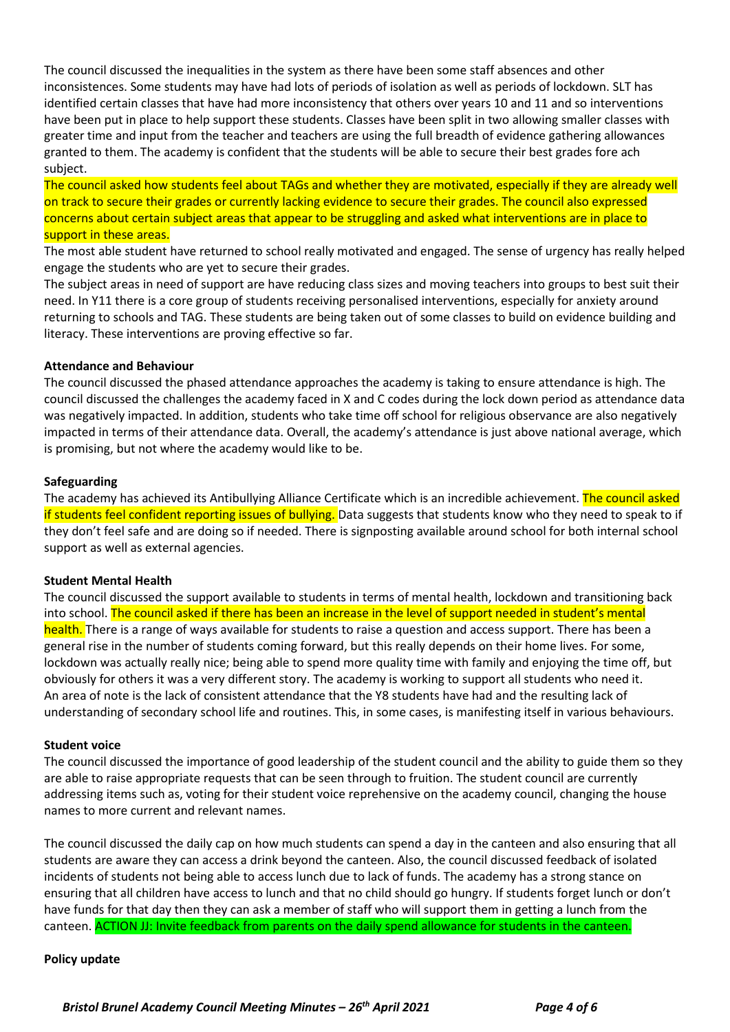The council discussed the inequalities in the system as there have been some staff absences and other inconsistences. Some students may have had lots of periods of isolation as well as periods of lockdown. SLT has identified certain classes that have had more inconsistency that others over years 10 and 11 and so interventions have been put in place to help support these students. Classes have been split in two allowing smaller classes with greater time and input from the teacher and teachers are using the full breadth of evidence gathering allowances granted to them. The academy is confident that the students will be able to secure their best grades fore ach subject.

The council asked how students feel about TAGs and whether they are motivated, especially if they are already well on track to secure their grades or currently lacking evidence to secure their grades. The council also expressed concerns about certain subject areas that appear to be struggling and asked what interventions are in place to support in these areas.

The most able student have returned to school really motivated and engaged. The sense of urgency has really helped engage the students who are yet to secure their grades.

The subject areas in need of support are have reducing class sizes and moving teachers into groups to best suit their need. In Y11 there is a core group of students receiving personalised interventions, especially for anxiety around returning to schools and TAG. These students are being taken out of some classes to build on evidence building and literacy. These interventions are proving effective so far.

**Attendance and Behaviour**

The council discussed the phased attendance approaches the academy is taking to ensure attendance is high. The council discussed the challenges the academy faced in X and C codes during the lock down period as attendance data was negatively impacted. In addition, students who take time off school for religious observance are also negatively impacted in terms of their attendance data. Overall, the academy's attendance is just above national average, which is promising, but not where the academy would like to be.

**Safeguarding**

The academy has achieved its Antibullying Alliance Certificate which is an incredible achievement. The council asked if students feel confident reporting issues of bullying. Data suggests that students know who they need to speak to if they don't feel safe and are doing so if needed. There is signposting available around school for both internal school support as well as external agencies.

**Student Mental Health**

The council discussed the support available to students in terms of mental health, lockdown and transitioning back into school. The council asked if there has been an increase in the level of support needed in student's mental health. There is a range of ways available for students to raise a question and access support. There has been a general rise in the number of students coming forward, but this really depends on their home lives. For some, lockdown was actually really nice; being able to spend more quality time with family and enjoying the time off, but obviously for others it was a very different story. The academy is working to support all students who need it. An area of note is the lack of consistent attendance that the Y8 students have had and the resulting lack of understanding of secondary school life and routines. This, in some cases, is manifesting itself in various behaviours.

**Student voice**

The council discussed the importance of good leadership of the student council and the ability to guide them so they are able to raise appropriate requests that can be seen through to fruition. The student council are currently addressing items such as, voting for their student voice reprehensive on the academy council, changing the house names to more current and relevant names.

The council discussed the daily cap on how much students can spend a day in the canteen and also ensuring that all students are aware they can access a drink beyond the canteen. Also, the council discussed feedback of isolated incidents of students not being able to access lunch due to lack of funds. The academy has a strong stance on ensuring that all children have access to lunch and that no child should go hungry. If students forget lunch or don't have funds for that day then they can ask a member of staff who will support them in getting a lunch from the canteen. ACTION JJ: Invite feedback from parents on the daily spend allowance for students in the canteen.

**Policy update**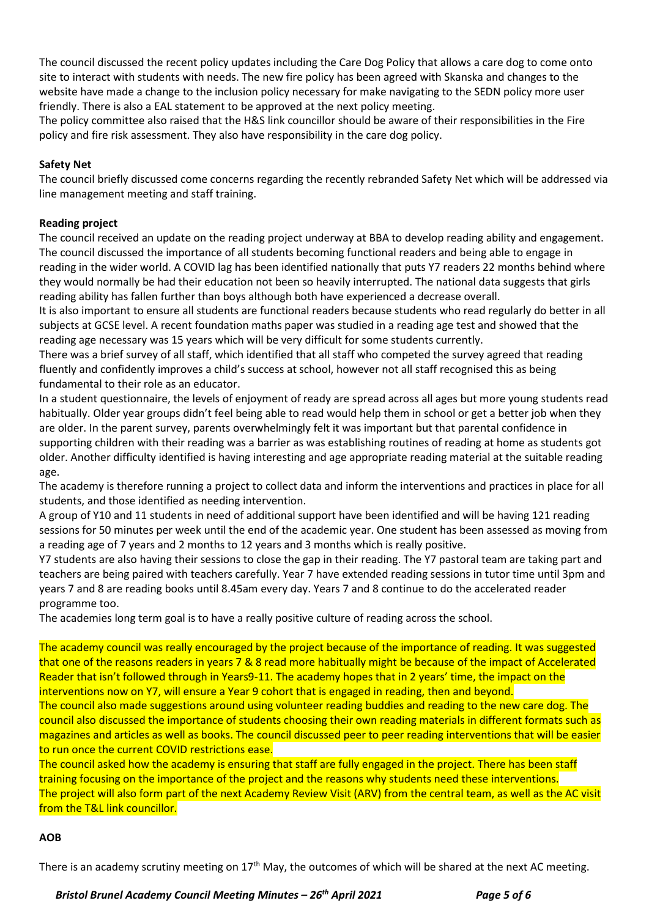The council discussed the recent policy updates including the Care Dog Policy that allows a care dog to come onto site to interact with students with needs. The new fire policy has been agreed with Skanska and changes to the website have made a change to the inclusion policy necessary for make navigating to the SEDN policy more user friendly. There is also a EAL statement to be approved at the next policy meeting.
The policy committee also raised that the H&S link councillor should be aware of their responsibilities in the Fire policy and fire risk assessment. They also have responsibility in the care dog policy.

**Safety Net**

The council briefly discussed come concerns regarding the recently rebranded Safety Net which will be addressed via line management meeting and staff training.

**Reading project**

The council received an update on the reading project underway at BBA to develop reading ability and engagement. The council discussed the importance of all students becoming functional readers and being able to engage in reading in the wider world. A COVID lag has been identified nationally that puts Y7 readers 22 months behind where they would normally be had their education not been so heavily interrupted. The national data suggests that girls reading ability has fallen further than boys although both have experienced a decrease overall.
It is also important to ensure all students are functional readers because students who read regularly do better in all subjects at GCSE level. A recent foundation maths paper was studied in a reading age test and showed that the reading age necessary was 15 years which will be very difficult for some students currently.
There was a brief survey of all staff, which identified that all staff who competed the survey agreed that reading fluently and confidently improves a child's success at school, however not all staff recognised this as being fundamental to their role as an educator.
In a student questionnaire, the levels of enjoyment of ready are spread across all ages but more young students read habitually. Older year groups didn't feel being able to read would help them in school or get a better job when they are older. In the parent survey, parents overwhelmingly felt it was important but that parental confidence in supporting children with their reading was a barrier as was establishing routines of reading at home as students got older. Another difficulty identified is having interesting and age appropriate reading material at the suitable reading age.
The academy is therefore running a project to collect data and inform the interventions and practices in place for all students, and those identified as needing intervention.
A group of Y10 and 11 students in need of additional support have been identified and will be having 121 reading sessions for 50 minutes per week until the end of the academic year. One student has been assessed as moving from a reading age of 7 years and 2 months to 12 years and 3 months which is really positive.
Y7 students are also having their sessions to close the gap in their reading. The Y7 pastoral team are taking part and teachers are being paired with teachers carefully. Year 7 have extended reading sessions in tutor time until 3pm and years 7 and 8 are reading books until 8.45am every day. Years 7 and 8 continue to do the accelerated reader programme too.
The academies long term goal is to have a really positive culture of reading across the school.

The academy council was really encouraged by the project because of the importance of reading. It was suggested that one of the reasons readers in years 7 & 8 read more habitually might be because of the impact of Accelerated Reader that isn't followed through in Years9-11. The academy hopes that in 2 years' time, the impact on the interventions now on Y7, will ensure a Year 9 cohort that is engaged in reading, then and beyond.
The council also made suggestions around using volunteer reading buddies and reading to the new care dog. The council also discussed the importance of students choosing their own reading materials in different formats such as magazines and articles as well as books. The council discussed peer to peer reading interventions that will be easier to run once the current COVID restrictions ease.
The council asked how the academy is ensuring that staff are fully engaged in the project. There has been staff training focusing on the importance of the project and the reasons why students need these interventions.
The project will also form part of the next Academy Review Visit (ARV) from the central team, as well as the AC visit from the T&L link councillor.

**AOB**

There is an academy scrutiny meeting on 17th May, the outcomes of which will be shared at the next AC meeting.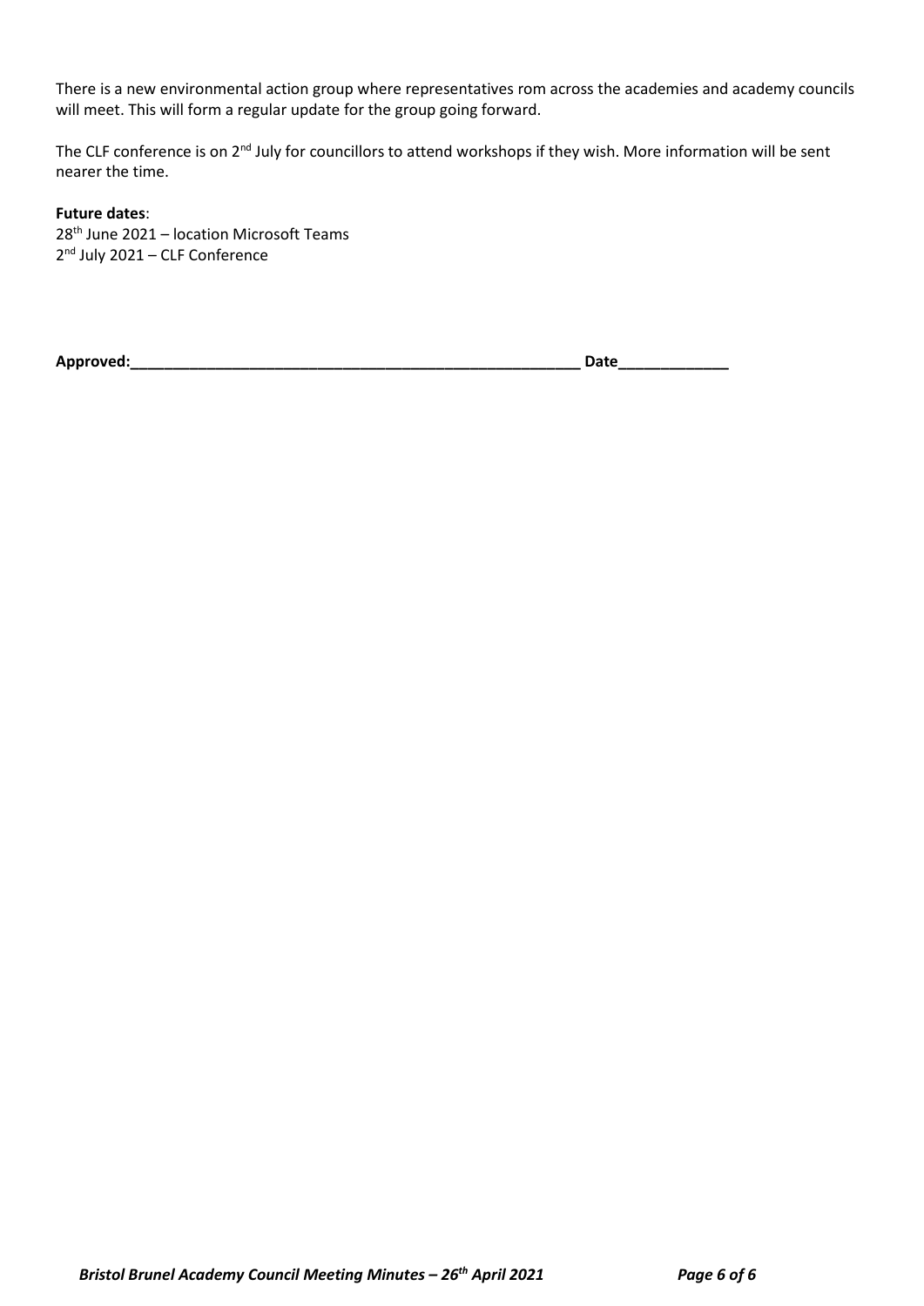There is a new environmental action group where representatives rom across the academies and academy councils will meet. This will form a regular update for the group going forward.

The CLF conference is on 2nd July for councillors to attend workshops if they wish. More information will be sent nearer the time.

**Future dates**:
28th June 2021 – location Microsoft Teams
2nd July 2021 – CLF Conference

**Approved:______________________________________________________ Date_____________**